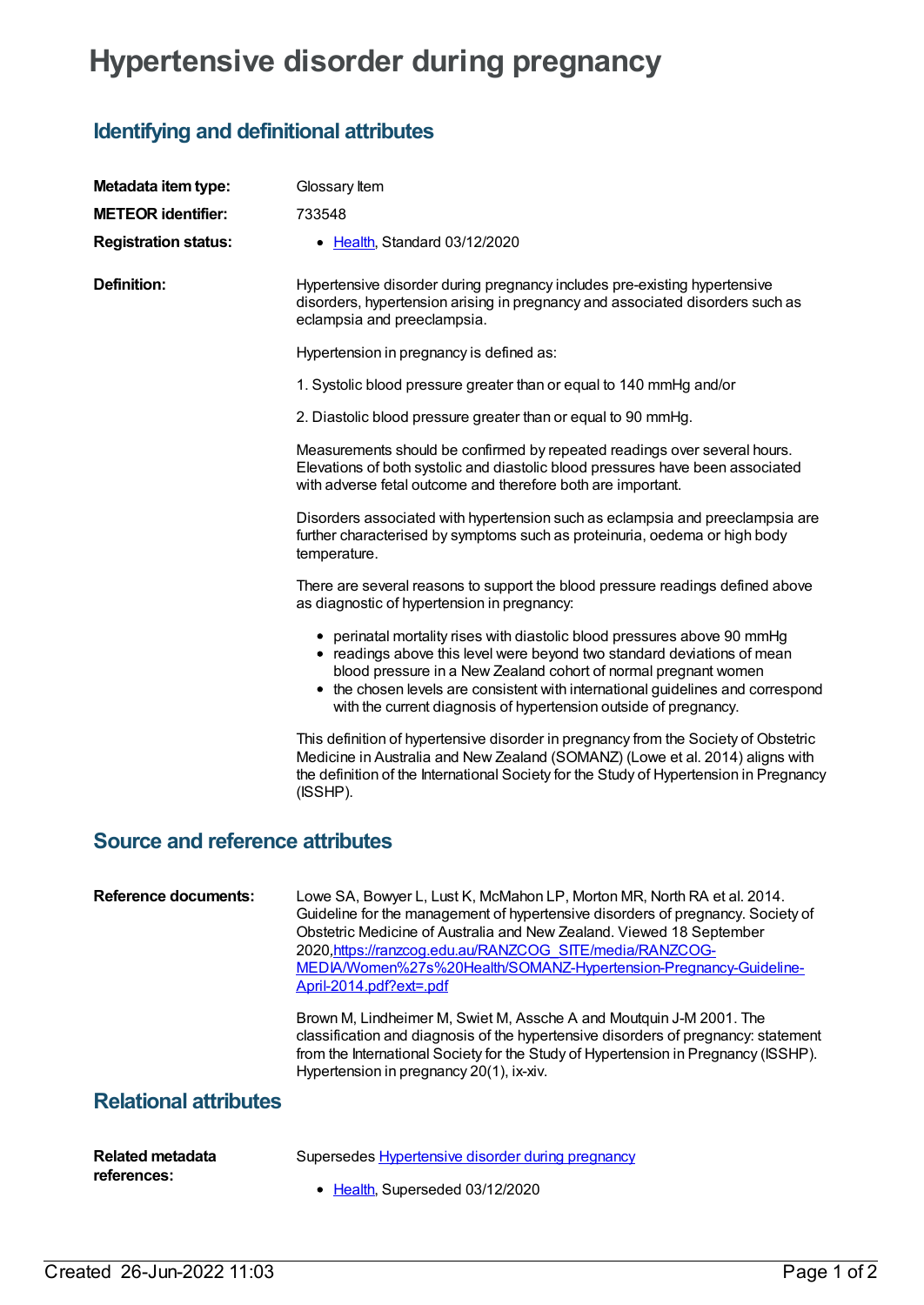# Hypertensive disorder during pregnancy

## Identifying and definitional attributes

**Metadata item type:** Glossary Item

**METEOR identifier:** 733548

**Registration status:**

- Health, Standard 03/12/2020

**Definition:**

Hypertensive disorder during pregnancy includes pre-existing hypertensive disorders, hypertension arising in pregnancy and associated disorders such as eclampsia and preeclampsia.

Hypertension in pregnancy is defined as:

1. Systolic blood pressure greater than or equal to 140 mmHg and/or

2. Diastolic blood pressure greater than or equal to 90 mmHg.

Measurements should be confirmed by repeated readings over several hours. Elevations of both systolic and diastolic blood pressures have been associated with adverse fetal outcome and therefore both are important.

Disorders associated with hypertension such as eclampsia and preeclampsia are further characterised by symptoms such as proteinuria, oedema or high body temperature.

There are several reasons to support the blood pressure readings defined above as diagnostic of hypertension in pregnancy:

- perinatal mortality rises with diastolic blood pressures above 90 mmHg
- readings above this level were beyond two standard deviations of mean blood pressure in a New Zealand cohort of normal pregnant women
- the chosen levels are consistent with international guidelines and correspond with the current diagnosis of hypertension outside of pregnancy.

This definition of hypertensive disorder in pregnancy from the Society of Obstetric Medicine in Australia and New Zealand (SOMANZ) (Lowe et al. 2014) aligns with the definition of the International Society for the Study of Hypertension in Pregnancy (ISSHP).

## Source and reference attributes

**Reference documents:**

Lowe SA, Bowyer L, Lust K, McMahon LP, Morton MR, North RA et al. 2014. Guideline for the management of hypertensive disorders of pregnancy. Society of Obstetric Medicine of Australia and New Zealand. Viewed 18 September 2020,https://ranzcog.edu.au/RANZCOG_SITE/media/RANZCOG-MEDIA/Women%27s%20Health/SOMANZ-Hypertension-Pregnancy-Guideline-April-2014.pdf?ext=.pdf

Brown M, Lindheimer M, Swiet M, Assche A and Moutquin J-M 2001. The classification and diagnosis of the hypertensive disorders of pregnancy: statement from the International Society for the Study of Hypertension in Pregnancy (ISSHP). Hypertension in pregnancy 20(1), ix-xiv.

## Relational attributes

**Related metadata references:**

Supersedes Hypertensive disorder during pregnancy

- Health, Superseded 03/12/2020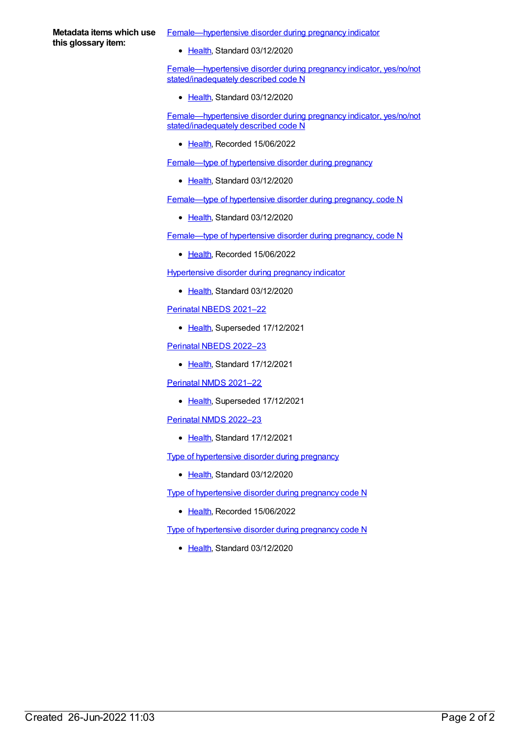**Metadata items which use this glossary item:**

Female—hypertensive disorder during pregnancy indicator

- Health, Standard 03/12/2020

Female—hypertensive disorder during pregnancy indicator, yes/no/not stated/inadequately described code N

- Health, Standard 03/12/2020

Female—hypertensive disorder during pregnancy indicator, yes/no/not stated/inadequately described code N

- Health, Recorded 15/06/2022

Female—type of hypertensive disorder during pregnancy

- Health, Standard 03/12/2020

Female—type of hypertensive disorder during pregnancy, code N

- Health, Standard 03/12/2020

Female—type of hypertensive disorder during pregnancy, code N

- Health, Recorded 15/06/2022

Hypertensive disorder during pregnancy indicator

- Health, Standard 03/12/2020

Perinatal NBEDS 2021–22

- Health, Superseded 17/12/2021

Perinatal NBEDS 2022–23

- Health, Standard 17/12/2021

Perinatal NMDS 2021–22

- Health, Superseded 17/12/2021

Perinatal NMDS 2022–23

- Health, Standard 17/12/2021

Type of hypertensive disorder during pregnancy

- Health, Standard 03/12/2020

Type of hypertensive disorder during pregnancy code N

- Health, Recorded 15/06/2022

Type of hypertensive disorder during pregnancy code N

- Health, Standard 03/12/2020